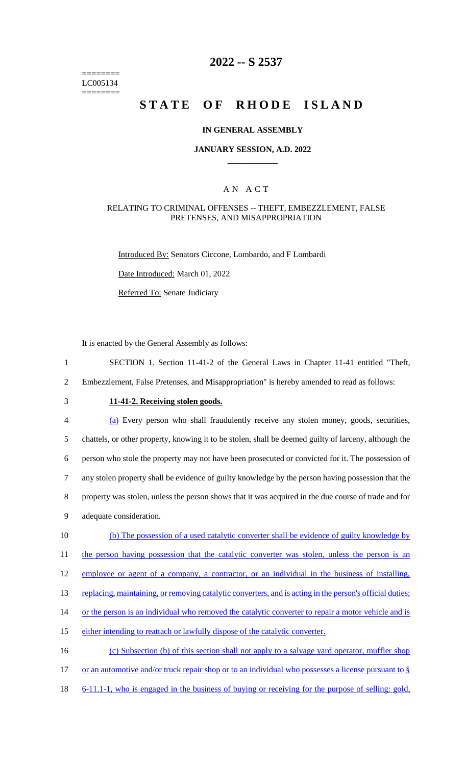========
LC005134
========

# 2022 -- S 2537

# STATE OF RHODE ISLAND

## IN GENERAL ASSEMBLY

### JANUARY SESSION, A.D. 2022

### A N A C T

RELATING TO CRIMINAL OFFENSES -- THEFT, EMBEZZLEMENT, FALSE PRETENSES, AND MISAPPROPRIATION

Introduced By: Senators Ciccone, Lombardo, and F Lombardi

Date Introduced: March 01, 2022

Referred To: Senate Judiciary

It is enacted by the General Assembly as follows:

1 SECTION 1. Section 11-41-2 of the General Laws in Chapter 11-41 entitled "Theft,
2 Embezzlement, False Pretenses, and Misappropriation" is hereby amended to read as follows:

3 **11-41-2. Receiving stolen goods.**

4 (a) Every person who shall fraudulently receive any stolen money, goods, securities,
5 chattels, or other property, knowing it to be stolen, shall be deemed guilty of larceny, although the
6 person who stole the property may not have been prosecuted or convicted for it. The possession of
7 any stolen property shall be evidence of guilty knowledge by the person having possession that the
8 property was stolen, unless the person shows that it was acquired in the due course of trade and for
9 adequate consideration.

10 (b) The possession of a used catalytic converter shall be evidence of guilty knowledge by
11 the person having possession that the catalytic converter was stolen, unless the person is an
12 employee or agent of a company, a contractor, or an individual in the business of installing,
13 replacing, maintaining, or removing catalytic converters, and is acting in the person's official duties;
14 or the person is an individual who removed the catalytic converter to repair a motor vehicle and is
15 either intending to reattach or lawfully dispose of the catalytic converter.

16 (c) Subsection (b) of this section shall not apply to a salvage yard operator, muffler shop
17 or an automotive and/or truck repair shop or to an individual who possesses a license pursuant to §
18 6-11.1-1, who is engaged in the business of buying or receiving for the purpose of selling: gold,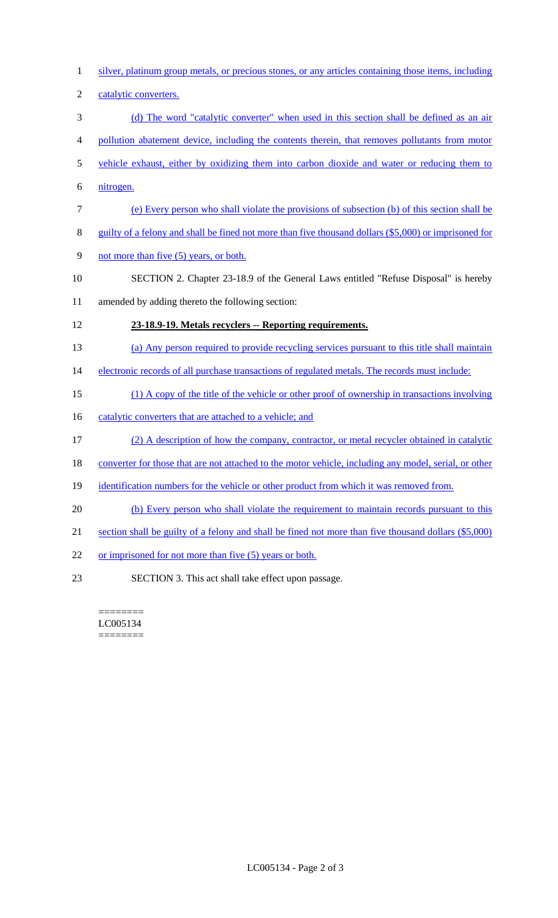silver, platinum group metals, or precious stones, or any articles containing those items, including catalytic converters.

(d) The word "catalytic converter" when used in this section shall be defined as an air pollution abatement device, including the contents therein, that removes pollutants from motor vehicle exhaust, either by oxidizing them into carbon dioxide and water or reducing them to nitrogen.

(e) Every person who shall violate the provisions of subsection (b) of this section shall be guilty of a felony and shall be fined not more than five thousand dollars ($5,000) or imprisoned for not more than five (5) years, or both.

SECTION 2. Chapter 23-18.9 of the General Laws entitled "Refuse Disposal" is hereby amended by adding thereto the following section:

**23-18.9-19. Metals recyclers -- Reporting requirements.**

(a) Any person required to provide recycling services pursuant to this title shall maintain electronic records of all purchase transactions of regulated metals. The records must include:

(1) A copy of the title of the vehicle or other proof of ownership in transactions involving catalytic converters that are attached to a vehicle; and

(2) A description of how the company, contractor, or metal recycler obtained in catalytic converter for those that are not attached to the motor vehicle, including any model, serial, or other identification numbers for the vehicle or other product from which it was removed from.

(b) Every person who shall violate the requirement to maintain records pursuant to this section shall be guilty of a felony and shall be fined not more than five thousand dollars ($5,000) or imprisoned for not more than five (5) years or both.

SECTION 3. This act shall take effect upon passage.

========
LC005134
========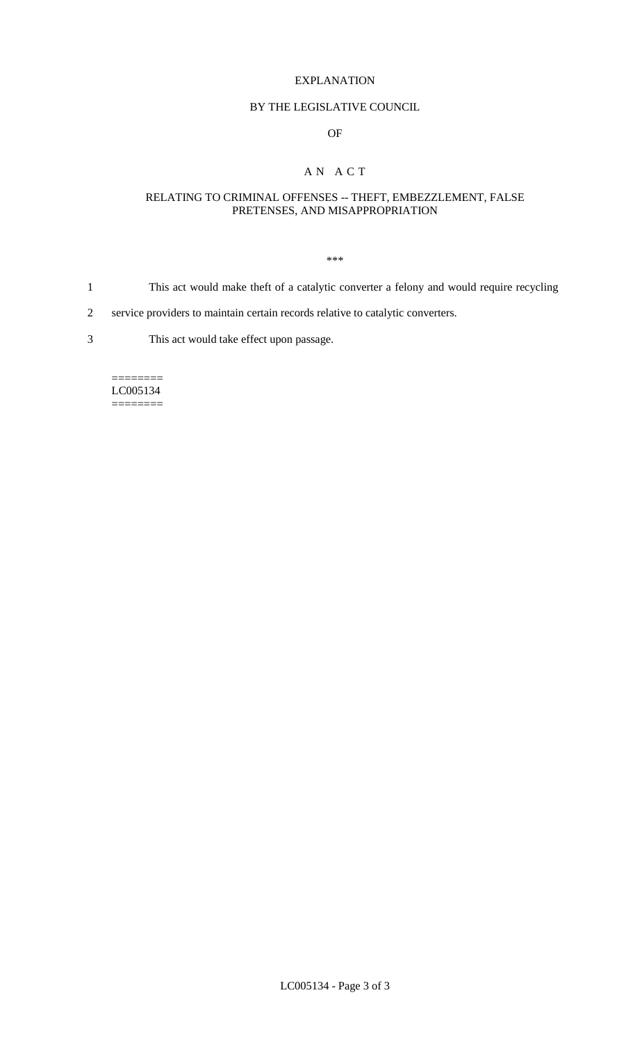EXPLANATION

BY THE LEGISLATIVE COUNCIL

OF

A N A C T

RELATING TO CRIMINAL OFFENSES -- THEFT, EMBEZZLEMENT, FALSE PRETENSES, AND MISAPPROPRIATION

\*\*\*

1 This act would make theft of a catalytic converter a felony and would require recycling

2 service providers to maintain certain records relative to catalytic converters.

3 This act would take effect upon passage.

========
LC005134
========